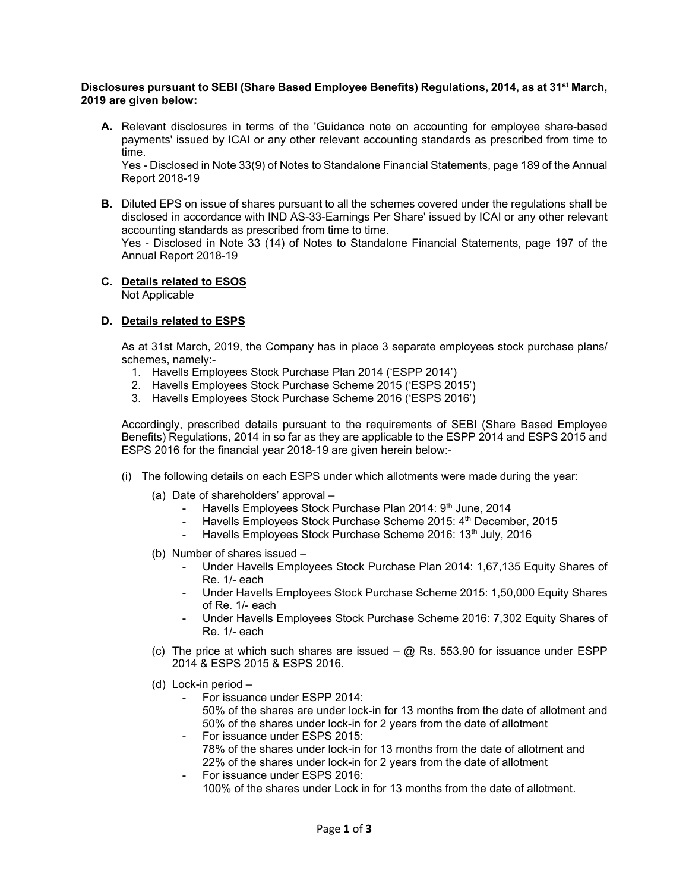**Disclosures pursuant to SEBI (Share Based Employee Benefits) Regulations, 2014, as at 31st March, 2019 are given below:**

**A.** Relevant disclosures in terms of the 'Guidance note on accounting for employee share-based payments' issued by ICAI or any other relevant accounting standards as prescribed from time to time.

Yes - Disclosed in Note 33(9) of Notes to Standalone Financial Statements, page 189 of the Annual Report 2018-19

**B.** Diluted EPS on issue of shares pursuant to all the schemes covered under the regulations shall be disclosed in accordance with IND AS-33-Earnings Per Share' issued by ICAI or any other relevant accounting standards as prescribed from time to time.

Yes - Disclosed in Note 33 (14) of Notes to Standalone Financial Statements, page 197 of the Annual Report 2018-19

**C.** **Details related to ESOS**

Not Applicable

**D.** **Details related to ESPS**

As at 31st March, 2019, the Company has in place 3 separate employees stock purchase plans/ schemes, namely:-

1. Havells Employees Stock Purchase Plan 2014 ('ESPP 2014')
2. Havells Employees Stock Purchase Scheme 2015 ('ESPS 2015')
3. Havells Employees Stock Purchase Scheme 2016 ('ESPS 2016')

Accordingly, prescribed details pursuant to the requirements of SEBI (Share Based Employee Benefits) Regulations, 2014 in so far as they are applicable to the ESPP 2014 and ESPS 2015 and ESPS 2016 for the financial year 2018-19 are given herein below:-

(i) The following details on each ESPS under which allotments were made during the year:

(a) Date of shareholders' approval –

- Havells Employees Stock Purchase Plan 2014: 9th June, 2014
- Havells Employees Stock Purchase Scheme 2015: 4th December, 2015
- Havells Employees Stock Purchase Scheme 2016: 13th July, 2016

(b) Number of shares issued –

- Under Havells Employees Stock Purchase Plan 2014: 1,67,135 Equity Shares of Re. 1/- each
- Under Havells Employees Stock Purchase Scheme 2015: 1,50,000 Equity Shares of Re. 1/- each
- Under Havells Employees Stock Purchase Scheme 2016: 7,302 Equity Shares of Re. 1/- each

(c) The price at which such shares are issued – @ Rs. 553.90 for issuance under ESPP 2014 & ESPS 2015 & ESPS 2016.

(d) Lock-in period –

- For issuance under ESPP 2014:
  50% of the shares are under lock-in for 13 months from the date of allotment and 50% of the shares under lock-in for 2 years from the date of allotment
- For issuance under ESPS 2015:
  78% of the shares under lock-in for 13 months from the date of allotment and 22% of the shares under lock-in for 2 years from the date of allotment
- For issuance under ESPS 2016:
  100% of the shares under Lock in for 13 months from the date of allotment.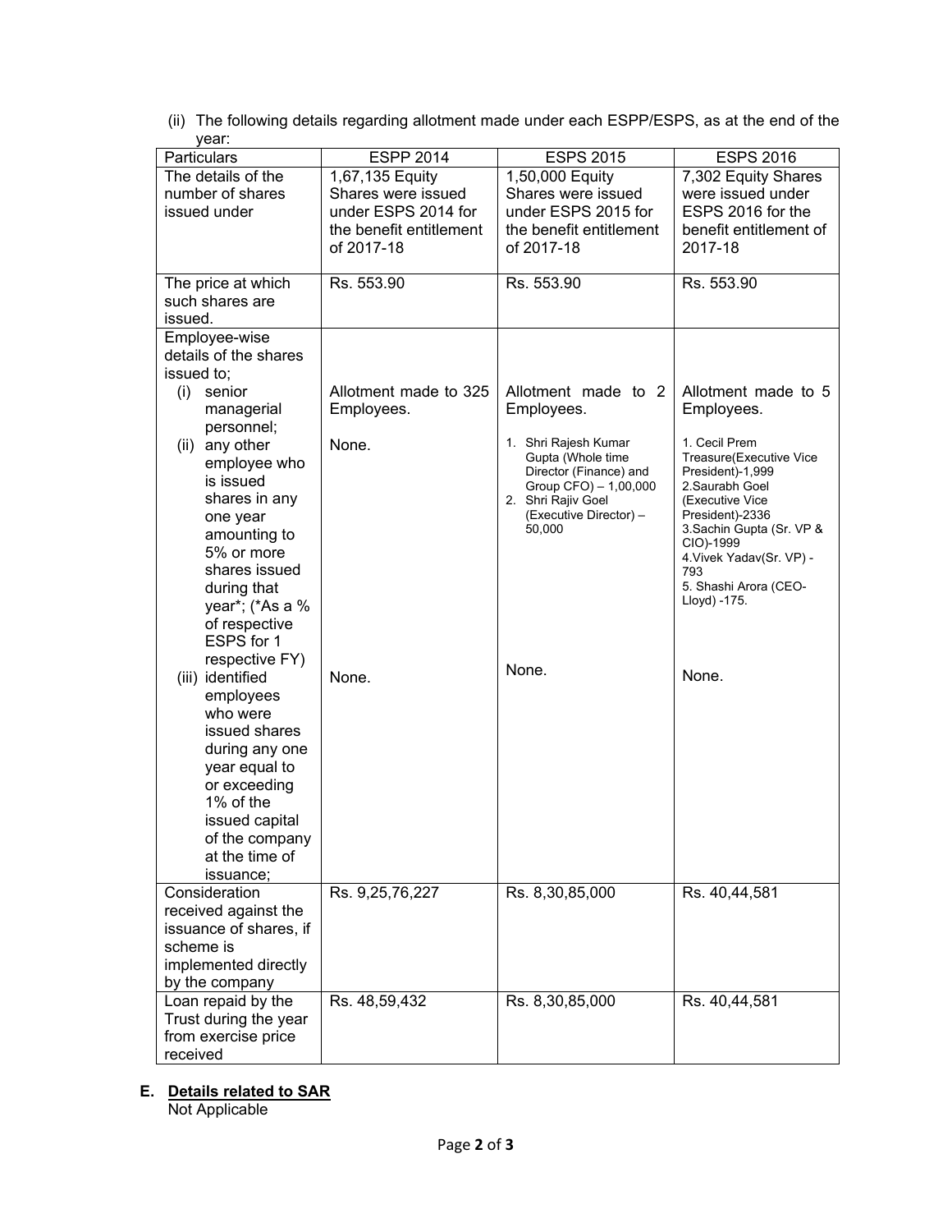(ii) The following details regarding allotment made under each ESPP/ESPS, as at the end of the year:

| Particulars | ESPP 2014 | ESPS 2015 | ESPS 2016 |
|---|---|---|---|
| The details of the number of shares issued under | 1,67,135 Equity Shares were issued under ESPS 2014 for the benefit entitlement of 2017-18 | 1,50,000 Equity Shares were issued under ESPS 2015 for the benefit entitlement of 2017-18 | 7,302 Equity Shares were issued under ESPS 2016 for the benefit entitlement of 2017-18 |
| The price at which such shares are issued. | Rs. 553.90 | Rs. 553.90 | Rs. 553.90 |
| Employee-wise details of the shares issued to; (i) senior managerial personnel; | Allotment made to 325 Employees. | Allotment made to 2 Employees. | Allotment made to 5 Employees. |
| (ii) any other employee who is issued shares in any one year amounting to 5% or more shares issued during that year*; (*As a % of respective ESPS for 1 respective FY) | None. | 1. Shri Rajesh Kumar Gupta (Whole time Director (Finance) and Group CFO) – 1,00,000<br>2. Shri Rajiv Goel (Executive Director) – 50,000 | 1. Cecil Prem Treasure(Executive Vice President)-1,999<br>2.Saurabh Goel (Executive Vice President)-2336<br>3.Sachin Gupta (Sr. VP & CIO)-1999<br>4.Vivek Yadav(Sr. VP) - 793<br>5. Shashi Arora (CEO-Lloyd) -175. |
| (iii) identified employees who were issued shares during any one year equal to or exceeding 1% of the issued capital of the company at the time of issuance; | None. | None. | None. |
| Consideration received against the issuance of shares, if scheme is implemented directly by the company | Rs. 9,25,76,227 | Rs. 8,30,85,000 | Rs. 40,44,581 |
| Loan repaid by the Trust during the year from exercise price received | Rs. 48,59,432 | Rs. 8,30,85,000 | Rs. 40,44,581 |

**E. Details related to SAR**

Not Applicable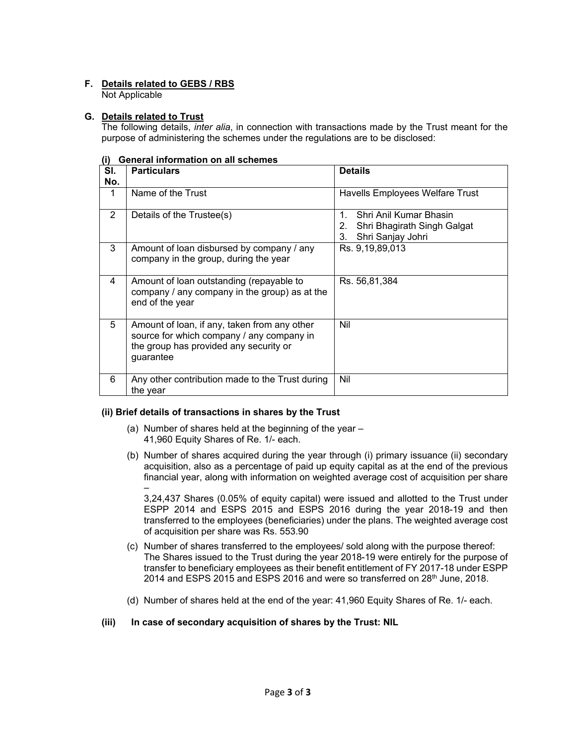## F. Details related to GEBS / RBS

Not Applicable

## G. Details related to Trust

The following details, *inter alia*, in connection with transactions made by the Trust meant for the purpose of administering the schemes under the regulations are to be disclosed:

**(i) General information on all schemes**

| Sl. No. | Particulars | Details |
|---|---|---|
| 1 | Name of the Trust | Havells Employees Welfare Trust |
| 2 | Details of the Trustee(s) | 1. Shri Anil Kumar Bhasin<br>2. Shri Bhagirath Singh Galgat<br>3. Shri Sanjay Johri |
| 3 | Amount of loan disbursed by company / any company in the group, during the year | Rs. 9,19,89,013 |
| 4 | Amount of loan outstanding (repayable to company / any company in the group) as at the end of the year | Rs. 56,81,384 |
| 5 | Amount of loan, if any, taken from any other source for which company / any company in the group has provided any security or guarantee | Nil |
| 6 | Any other contribution made to the Trust during the year | Nil |

**(ii) Brief details of transactions in shares by the Trust**

(a) Number of shares held at the beginning of the year –
41,960 Equity Shares of Re. 1/- each.

(b) Number of shares acquired during the year through (i) primary issuance (ii) secondary acquisition, also as a percentage of paid up equity capital as at the end of the previous financial year, along with information on weighted average cost of acquisition per share –
3,24,437 Shares (0.05% of equity capital) were issued and allotted to the Trust under ESPP 2014 and ESPS 2015 and ESPS 2016 during the year 2018-19 and then transferred to the employees (beneficiaries) under the plans. The weighted average cost of acquisition per share was Rs. 553.90

(c) Number of shares transferred to the employees/ sold along with the purpose thereof:
The Shares issued to the Trust during the year 2018-19 were entirely for the purpose of transfer to beneficiary employees as their benefit entitlement of FY 2017-18 under ESPP 2014 and ESPS 2015 and ESPS 2016 and were so transferred on 28th June, 2018.

(d) Number of shares held at the end of the year: 41,960 Equity Shares of Re. 1/- each.

**(iii) In case of secondary acquisition of shares by the Trust: NIL**